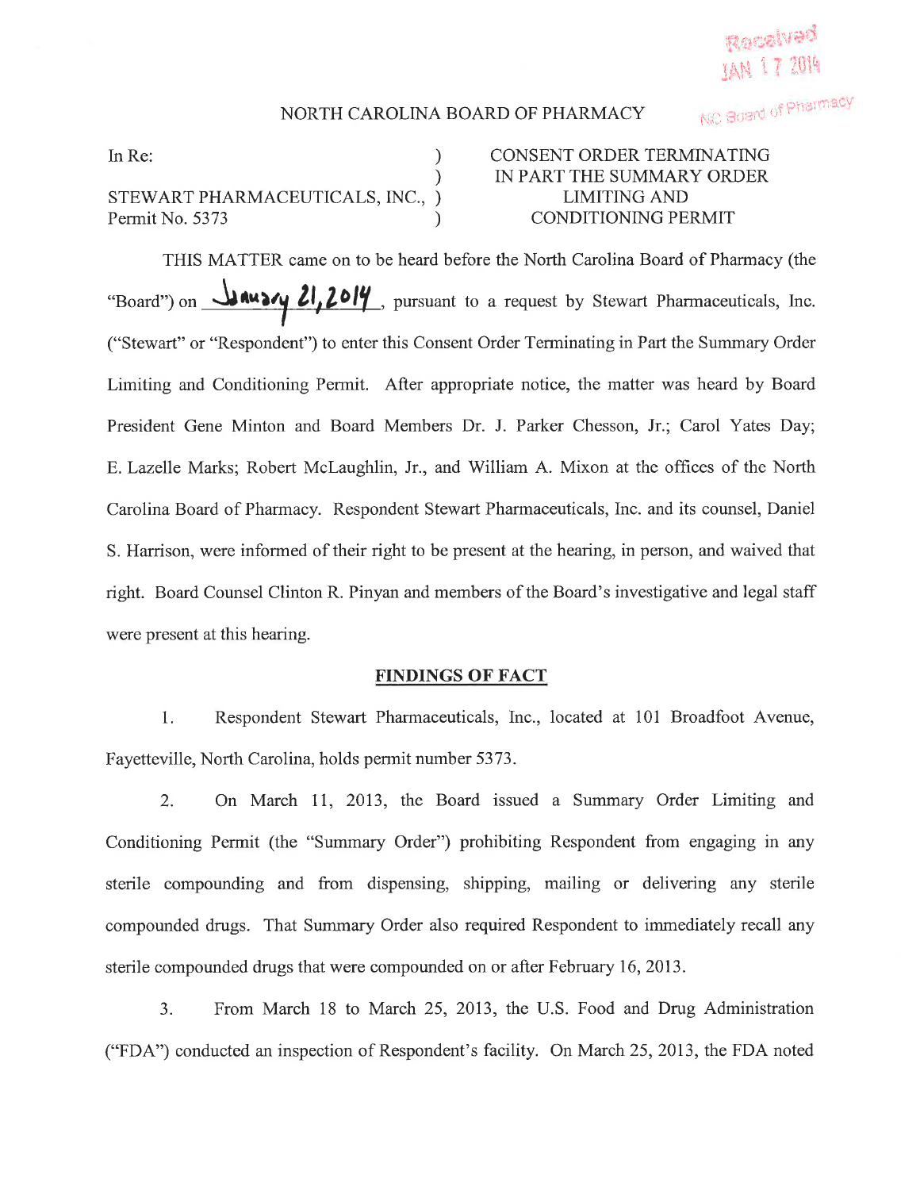Received
JAN 17 2014
NC Board of Pharmacy

NORTH CAROLINA BOARD OF PHARMACY

| | | |
|---|---|---|
| In Re: | ) | CONSENT ORDER TERMINATING |
| | ) | IN PART THE SUMMARY ORDER |
| STEWART PHARMACEUTICALS, INC., | ) | LIMITING AND |
| Permit No. 5373 | ) | CONDITIONING PERMIT |

THIS MATTER came on to be heard before the North Carolina Board of Pharmacy (the "Board") on January 21, 2014, pursuant to a request by Stewart Pharmaceuticals, Inc. ("Stewart" or "Respondent") to enter this Consent Order Terminating in Part the Summary Order Limiting and Conditioning Permit. After appropriate notice, the matter was heard by Board President Gene Minton and Board Members Dr. J. Parker Chesson, Jr.; Carol Yates Day; E. Lazelle Marks; Robert McLaughlin, Jr., and William A. Mixon at the offices of the North Carolina Board of Pharmacy. Respondent Stewart Pharmaceuticals, Inc. and its counsel, Daniel S. Harrison, were informed of their right to be present at the hearing, in person, and waived that right. Board Counsel Clinton R. Pinyan and members of the Board's investigative and legal staff were present at this hearing.

## FINDINGS OF FACT

1. Respondent Stewart Pharmaceuticals, Inc., located at 101 Broadfoot Avenue, Fayetteville, North Carolina, holds permit number 5373.

2. On March 11, 2013, the Board issued a Summary Order Limiting and Conditioning Permit (the "Summary Order") prohibiting Respondent from engaging in any sterile compounding and from dispensing, shipping, mailing or delivering any sterile compounded drugs. That Summary Order also required Respondent to immediately recall any sterile compounded drugs that were compounded on or after February 16, 2013.

3. From March 18 to March 25, 2013, the U.S. Food and Drug Administration ("FDA") conducted an inspection of Respondent's facility. On March 25, 2013, the FDA noted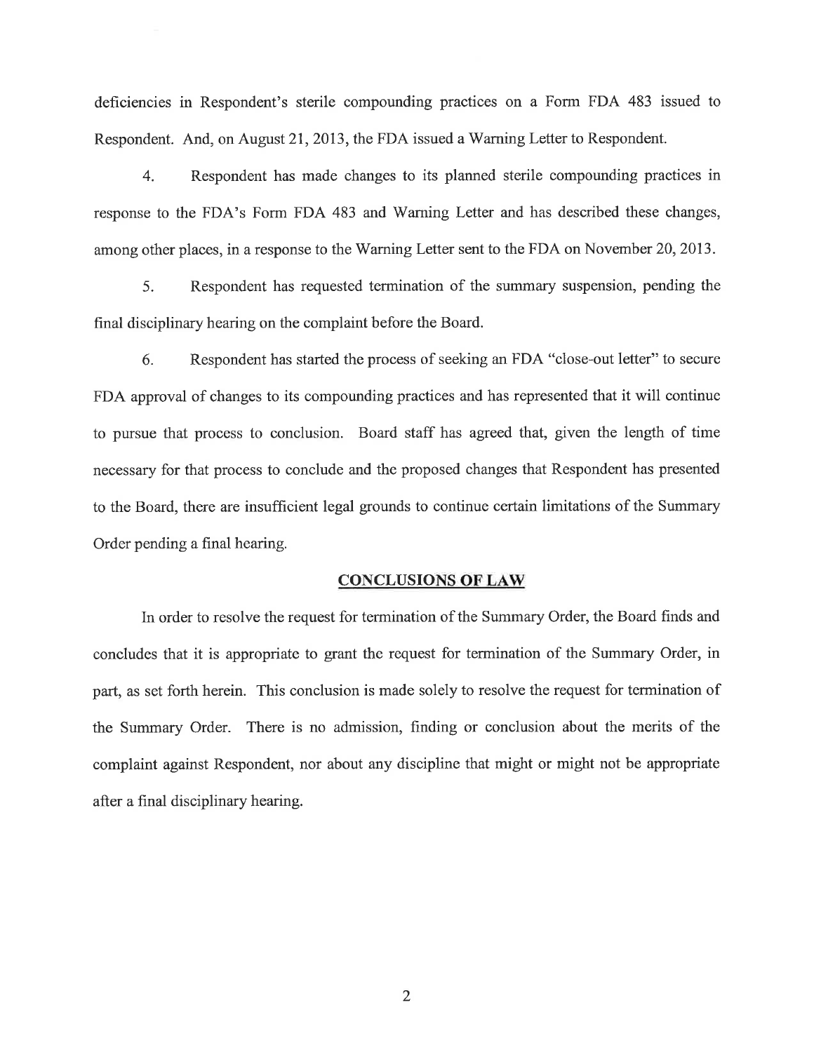deficiencies in Respondent's sterile compounding practices on a Form FDA 483 issued to Respondent. And, on August 21, 2013, the FDA issued a Warning Letter to Respondent.

4. Respondent has made changes to its planned sterile compounding practices in response to the FDA's Form FDA 483 and Warning Letter and has described these changes, among other places, in a response to the Warning Letter sent to the FDA on November 20, 2013.

5. Respondent has requested termination of the summary suspension, pending the final disciplinary hearing on the complaint before the Board.

6. Respondent has started the process of seeking an FDA "close-out letter" to secure FDA approval of changes to its compounding practices and has represented that it will continue to pursue that process to conclusion. Board staff has agreed that, given the length of time necessary for that process to conclude and the proposed changes that Respondent has presented to the Board, there are insufficient legal grounds to continue certain limitations of the Summary Order pending a final hearing.

## CONCLUSIONS OF LAW

In order to resolve the request for termination of the Summary Order, the Board finds and concludes that it is appropriate to grant the request for termination of the Summary Order, in part, as set forth herein. This conclusion is made solely to resolve the request for termination of the Summary Order. There is no admission, finding or conclusion about the merits of the complaint against Respondent, nor about any discipline that might or might not be appropriate after a final disciplinary hearing.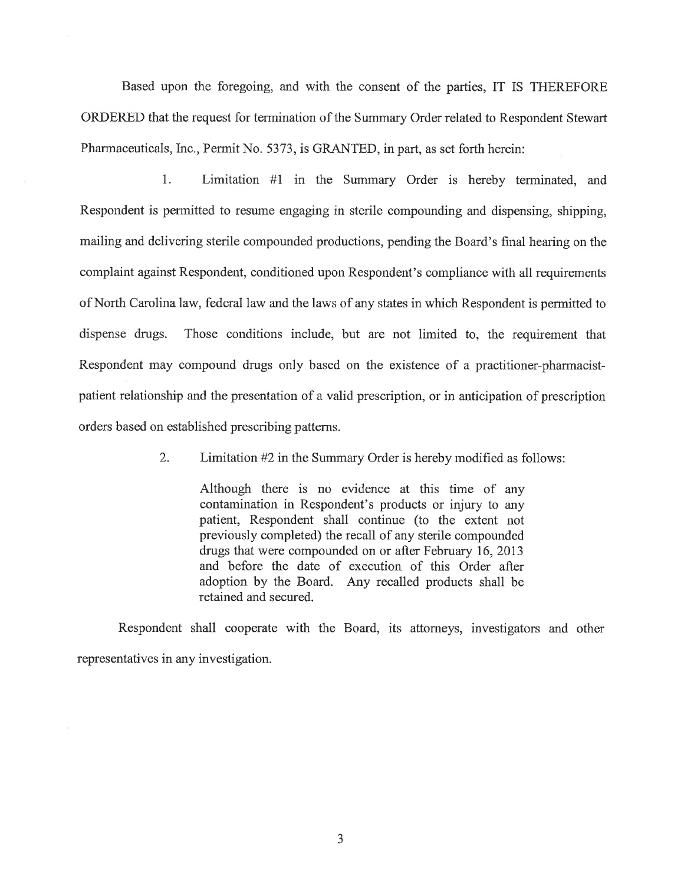Based upon the foregoing, and with the consent of the parties, IT IS THEREFORE ORDERED that the request for termination of the Summary Order related to Respondent Stewart Pharmaceuticals, Inc., Permit No. 5373, is GRANTED, in part, as set forth herein:

1. Limitation #1 in the Summary Order is hereby terminated, and Respondent is permitted to resume engaging in sterile compounding and dispensing, shipping, mailing and delivering sterile compounded productions, pending the Board's final hearing on the complaint against Respondent, conditioned upon Respondent's compliance with all requirements of North Carolina law, federal law and the laws of any states in which Respondent is permitted to dispense drugs. Those conditions include, but are not limited to, the requirement that Respondent may compound drugs only based on the existence of a practitioner-pharmacist-patient relationship and the presentation of a valid prescription, or in anticipation of prescription orders based on established prescribing patterns.

2. Limitation #2 in the Summary Order is hereby modified as follows:

> Although there is no evidence at this time of any contamination in Respondent's products or injury to any patient, Respondent shall continue (to the extent not previously completed) the recall of any sterile compounded drugs that were compounded on or after February 16, 2013 and before the date of execution of this Order after adoption by the Board. Any recalled products shall be retained and secured.

Respondent shall cooperate with the Board, its attorneys, investigators and other representatives in any investigation.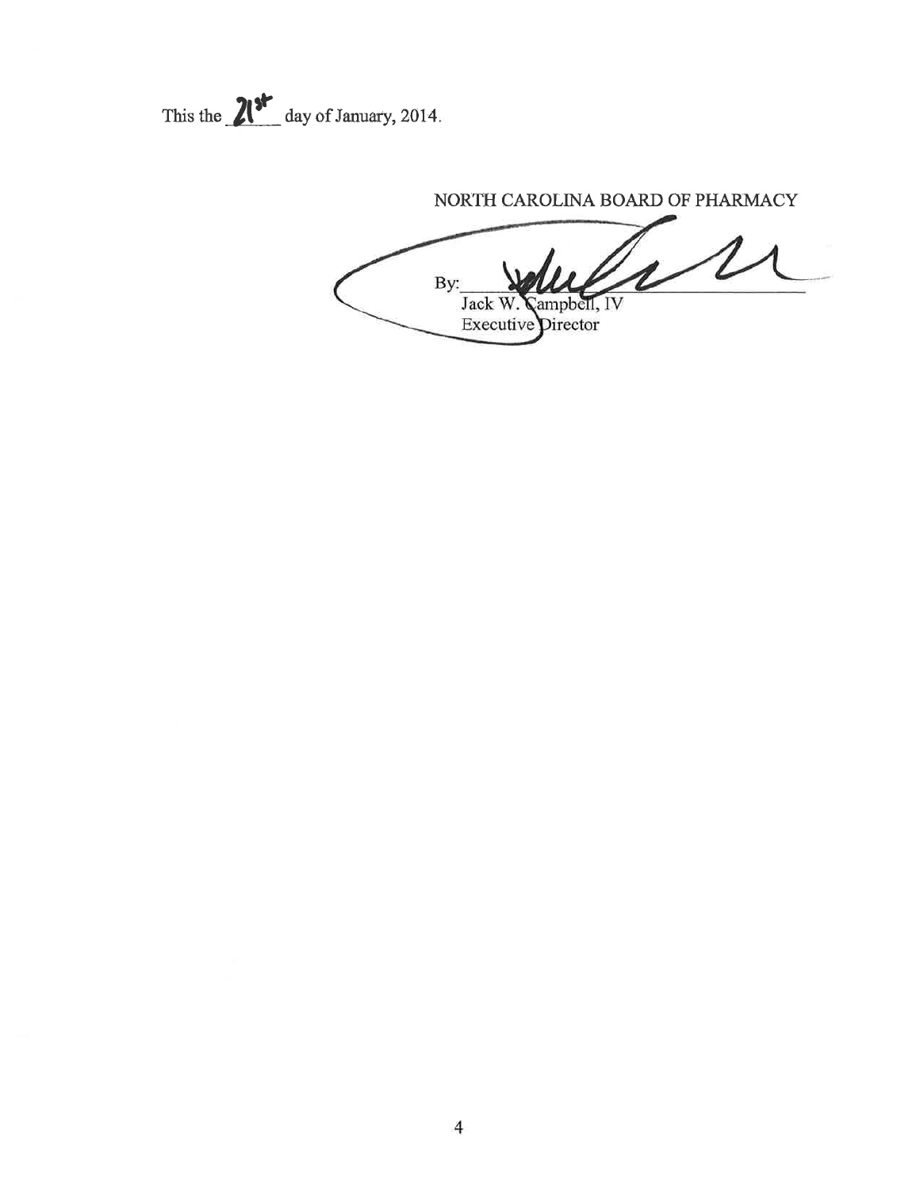This the 21st day of January, 2014.

NORTH CAROLINA BOARD OF PHARMACY

By: ______________________

Jack W. Campbell, IV

Executive Director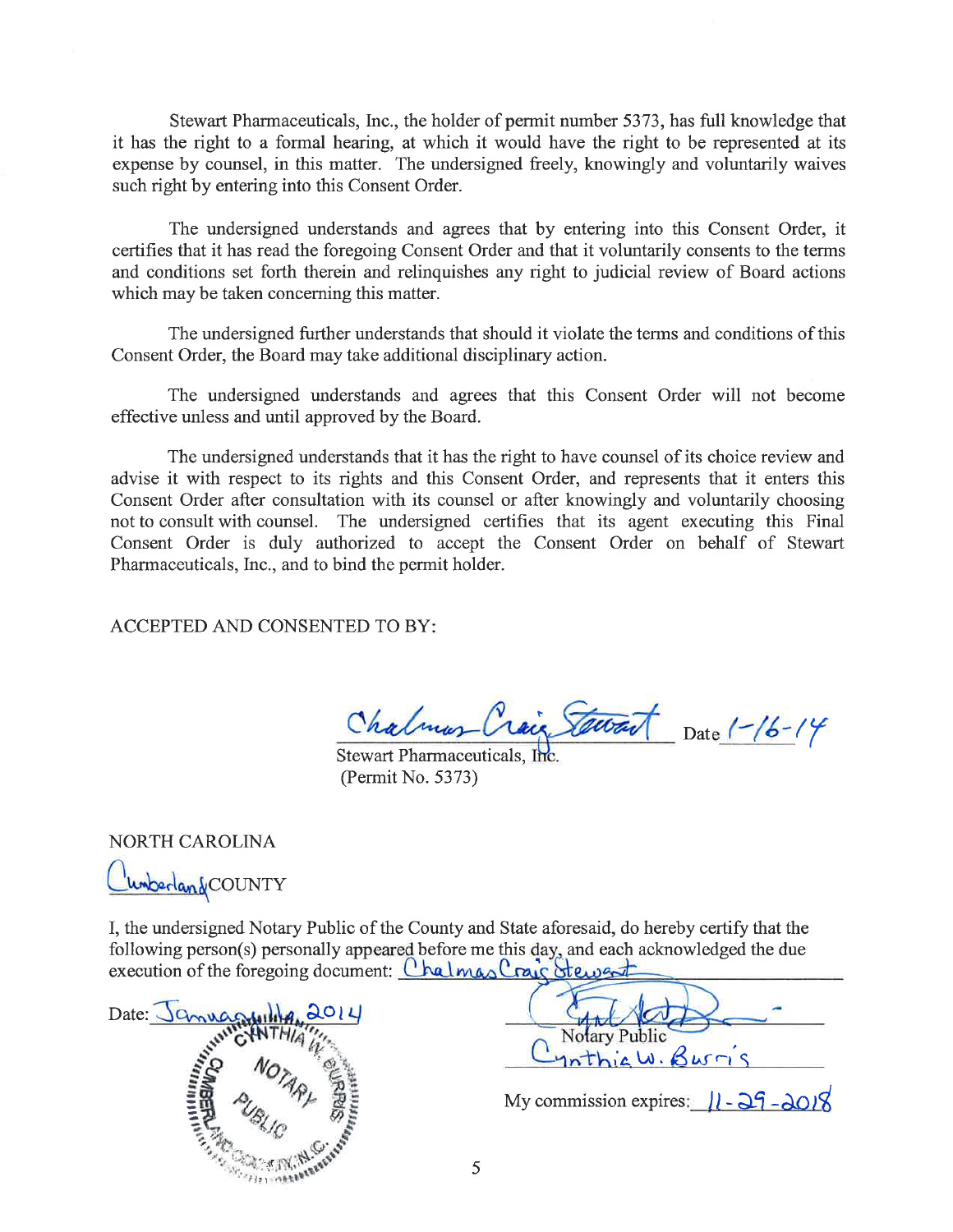Stewart Pharmaceuticals, Inc., the holder of permit number 5373, has full knowledge that it has the right to a formal hearing, at which it would have the right to be represented at its expense by counsel, in this matter. The undersigned freely, knowingly and voluntarily waives such right by entering into this Consent Order.

The undersigned understands and agrees that by entering into this Consent Order, it certifies that it has read the foregoing Consent Order and that it voluntarily consents to the terms and conditions set forth therein and relinquishes any right to judicial review of Board actions which may be taken concerning this matter.

The undersigned further understands that should it violate the terms and conditions of this Consent Order, the Board may take additional disciplinary action.

The undersigned understands and agrees that this Consent Order will not become effective unless and until approved by the Board.

The undersigned understands that it has the right to have counsel of its choice review and advise it with respect to its rights and this Consent Order, and represents that it enters this Consent Order after consultation with its counsel or after knowingly and voluntarily choosing not to consult with counsel. The undersigned certifies that its agent executing this Final Consent Order is duly authorized to accept the Consent Order on behalf of Stewart Pharmaceuticals, Inc., and to bind the permit holder.

ACCEPTED AND CONSENTED TO BY:

Chalmers Craig Stewart Date 1-16-14

Stewart Pharmaceuticals, Inc.
(Permit No. 5373)

NORTH CAROLINA

Cumberland COUNTY

I, the undersigned Notary Public of the County and State aforesaid, do hereby certify that the following person(s) personally appeared before me this day, and each acknowledged the due execution of the foregoing document: Chalmas Craig Stewart

Date: January 16, 2014

CYNTHIA W. BURRIS NOTARY PUBLIC CUMBERLAND COUNTY, N.C.

Notary Public
Cynthia W. Burris

My commission expires: 11-29-2018